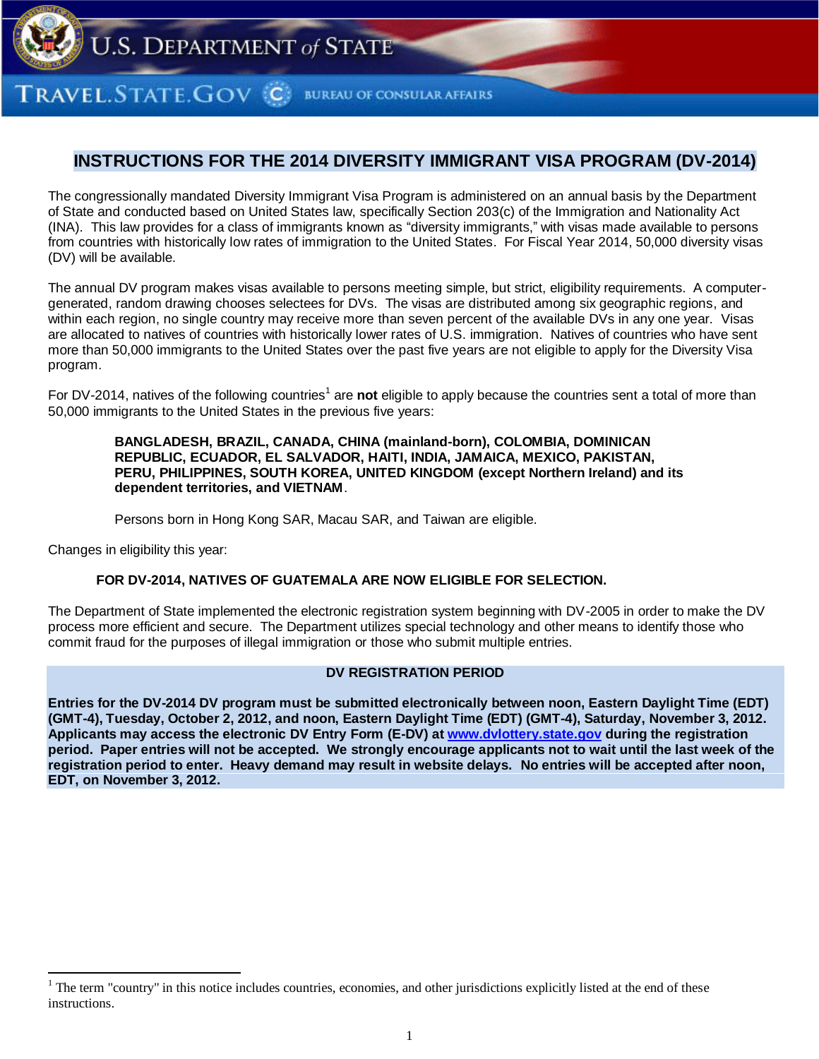# INSTRUCTIONS FOR THE 2014 DIVERSITY IMMIGRANT VISA PROGRAM (DV-2014)

The congressionally mandated Diversity Immigrant Visa Program is administered on an annual basis by the Department of State and conducted based on United States law, specifically Section 203(c) of the Immigration and Nationality Act (INA). This law provides for a class of immigrants known as "diversity immigrants," with visas made available to persons from countries with historically low rates of immigration to the United States. For Fiscal Year 2014, 50,000 diversity visas (DV) will be available.

The annual DV program makes visas available to persons meeting simple, but strict, eligibility requirements. A computer-generated, random drawing chooses selectees for DVs. The visas are distributed among six geographic regions, and within each region, no single country may receive more than seven percent of the available DVs in any one year. Visas are allocated to natives of countries with historically lower rates of U.S. immigration. Natives of countries who have sent more than 50,000 immigrants to the United States over the past five years are not eligible to apply for the Diversity Visa program.

For DV-2014, natives of the following countries[1] are **not** eligible to apply because the countries sent a total of more than 50,000 immigrants to the United States in the previous five years:

> **BANGLADESH, BRAZIL, CANADA, CHINA (mainland-born), COLOMBIA, DOMINICAN REPUBLIC, ECUADOR, EL SALVADOR, HAITI, INDIA, JAMAICA, MEXICO, PAKISTAN, PERU, PHILIPPINES, SOUTH KOREA, UNITED KINGDOM (except Northern Ireland) and its dependent territories, and VIETNAM**.
>
> Persons born in Hong Kong SAR, Macau SAR, and Taiwan are eligible.

Changes in eligibility this year:

> **FOR DV-2014, NATIVES OF GUATEMALA ARE NOW ELIGIBLE FOR SELECTION.**

The Department of State implemented the electronic registration system beginning with DV-2005 in order to make the DV process more efficient and secure. The Department utilizes special technology and other means to identify those who commit fraud for the purposes of illegal immigration or those who submit multiple entries.

## DV REGISTRATION PERIOD

**Entries for the DV-2014 DV program must be submitted electronically between noon, Eastern Daylight Time (EDT) (GMT-4), Tuesday, October 2, 2012, and noon, Eastern Daylight Time (EDT) (GMT-4), Saturday, November 3, 2012. Applicants may access the electronic DV Entry Form (E-DV) at [www.dvlottery.state.gov](http://www.dvlottery.state.gov) during the registration period. Paper entries will not be accepted. We strongly encourage applicants not to wait until the last week of the registration period to enter. Heavy demand may result in website delays. No entries will be accepted after noon, EDT, on November 3, 2012.**

---

[1] The term "country" in this notice includes countries, economies, and other jurisdictions explicitly listed at the end of these instructions.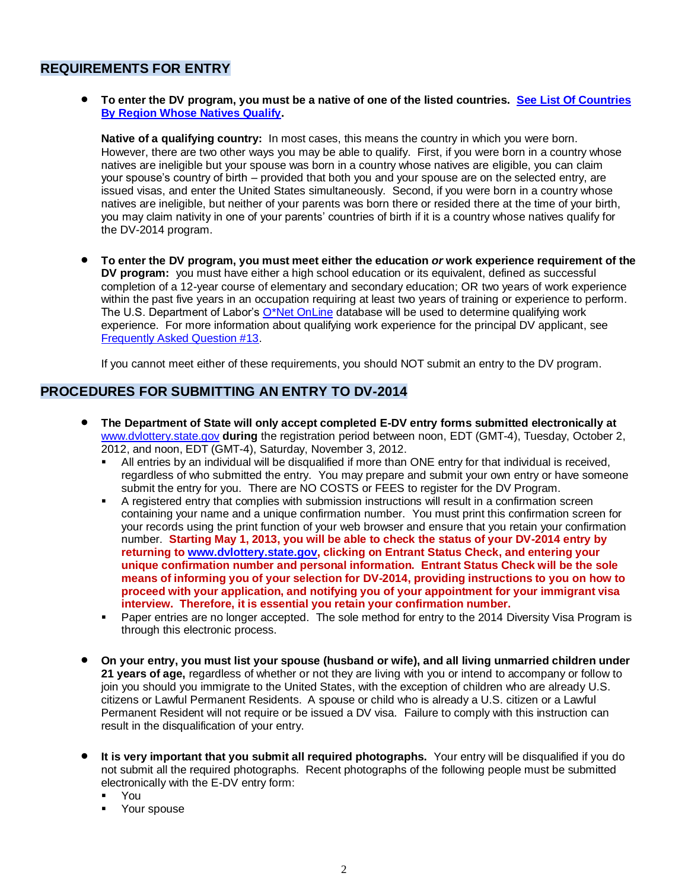## REQUIREMENTS FOR ENTRY

- **To enter the DV program, you must be a native of one of the listed countries.** **See List Of Countries By Region Whose Natives Qualify.**

  **Native of a qualifying country:** In most cases, this means the country in which you were born. However, there are two other ways you may be able to qualify. First, if you were born in a country whose natives are ineligible but your spouse was born in a country whose natives are eligible, you can claim your spouse's country of birth – provided that both you and your spouse are on the selected entry, are issued visas, and enter the United States simultaneously. Second, if you were born in a country whose natives are ineligible, but neither of your parents was born there or resided there at the time of your birth, you may claim nativity in one of your parents' countries of birth if it is a country whose natives qualify for the DV-2014 program.

- **To enter the DV program, you must meet either the education *or* work experience requirement of the DV program:** you must have either a high school education or its equivalent, defined as successful completion of a 12-year course of elementary and secondary education; OR two years of work experience within the past five years in an occupation requiring at least two years of training or experience to perform. The U.S. Department of Labor's O*Net OnLine database will be used to determine qualifying work experience. For more information about qualifying work experience for the principal DV applicant, see Frequently Asked Question #13.

  If you cannot meet either of these requirements, you should NOT submit an entry to the DV program.

## PROCEDURES FOR SUBMITTING AN ENTRY TO DV-2014

- **The Department of State will only accept completed E-DV entry forms submitted electronically at** www.dvlottery.state.gov **during** the registration period between noon, EDT (GMT-4), Tuesday, October 2, 2012, and noon, EDT (GMT-4), Saturday, November 3, 2012.
  - All entries by an individual will be disqualified if more than ONE entry for that individual is received, regardless of who submitted the entry. You may prepare and submit your own entry or have someone submit the entry for you. There are NO COSTS or FEES to register for the DV Program.
  - A registered entry that complies with submission instructions will result in a confirmation screen containing your name and a unique confirmation number. You must print this confirmation screen for your records using the print function of your web browser and ensure that you retain your confirmation number. **Starting May 1, 2013, you will be able to check the status of your DV-2014 entry by returning to www.dvlottery.state.gov, clicking on Entrant Status Check, and entering your unique confirmation number and personal information. Entrant Status Check will be the sole means of informing you of your selection for DV-2014, providing instructions to you on how to proceed with your application, and notifying you of your appointment for your immigrant visa interview. Therefore, it is essential you retain your confirmation number.**
  - Paper entries are no longer accepted. The sole method for entry to the 2014 Diversity Visa Program is through this electronic process.

- **On your entry, you must list your spouse (husband or wife), and all living unmarried children under 21 years of age,** regardless of whether or not they are living with you or intend to accompany or follow to join you should you immigrate to the United States, with the exception of children who are already U.S. citizens or Lawful Permanent Residents. A spouse or child who is already a U.S. citizen or a Lawful Permanent Resident will not require or be issued a DV visa. Failure to comply with this instruction can result in the disqualification of your entry.

- **It is very important that you submit all required photographs.** Your entry will be disqualified if you do not submit all the required photographs. Recent photographs of the following people must be submitted electronically with the E-DV entry form:
  - You
  - Your spouse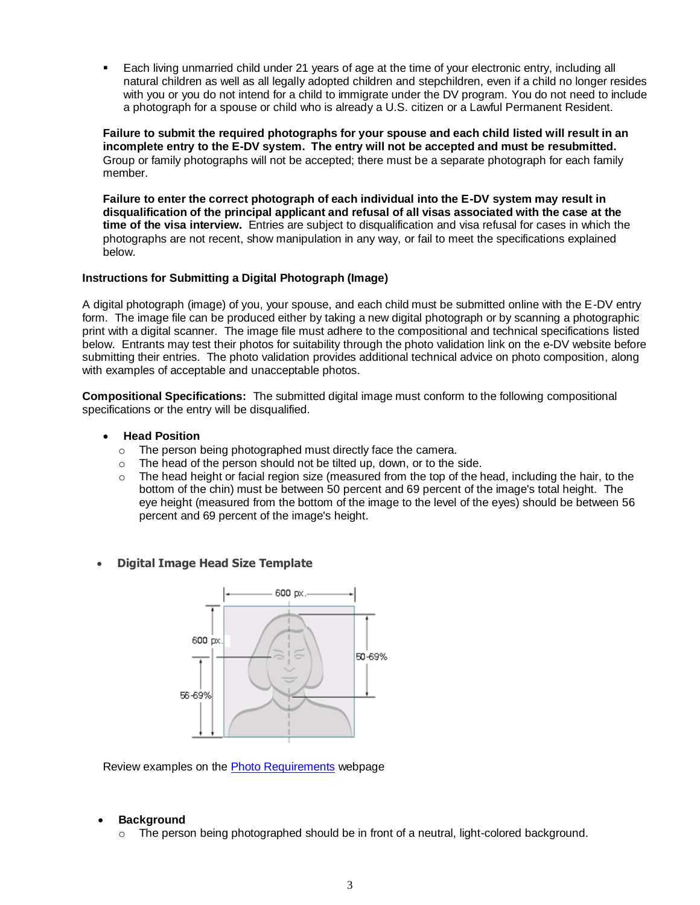- Each living unmarried child under 21 years of age at the time of your electronic entry, including all natural children as well as all legally adopted children and stepchildren, even if a child no longer resides with you or you do not intend for a child to immigrate under the DV program. You do not need to include a photograph for a spouse or child who is already a U.S. citizen or a Lawful Permanent Resident.

**Failure to submit the required photographs for your spouse and each child listed will result in an incomplete entry to the E-DV system. The entry will not be accepted and must be resubmitted.** Group or family photographs will not be accepted; there must be a separate photograph for each family member.

**Failure to enter the correct photograph of each individual into the E-DV system may result in disqualification of the principal applicant and refusal of all visas associated with the case at the time of the visa interview.** Entries are subject to disqualification and visa refusal for cases in which the photographs are not recent, show manipulation in any way, or fail to meet the specifications explained below.

**Instructions for Submitting a Digital Photograph (Image)**

A digital photograph (image) of you, your spouse, and each child must be submitted online with the E-DV entry form. The image file can be produced either by taking a new digital photograph or by scanning a photographic print with a digital scanner. The image file must adhere to the compositional and technical specifications listed below. Entrants may test their photos for suitability through the photo validation link on the e-DV website before submitting their entries. The photo validation provides additional technical advice on photo composition, along with examples of acceptable and unacceptable photos.

**Compositional Specifications:** The submitted digital image must conform to the following compositional specifications or the entry will be disqualified.

- **Head Position**
  - The person being photographed must directly face the camera.
  - The head of the person should not be tilted up, down, or to the side.
  - The head height or facial region size (measured from the top of the head, including the hair, to the bottom of the chin) must be between 50 percent and 69 percent of the image's total height. The eye height (measured from the bottom of the image to the level of the eyes) should be between 56 percent and 69 percent of the image's height.

- **Digital Image Head Size Template**

600 px.

600 px.

50-69%

56-69%

Review examples on the [Photo Requirements](Photo Requirements) webpage

- **Background**
  - The person being photographed should be in front of a neutral, light-colored background.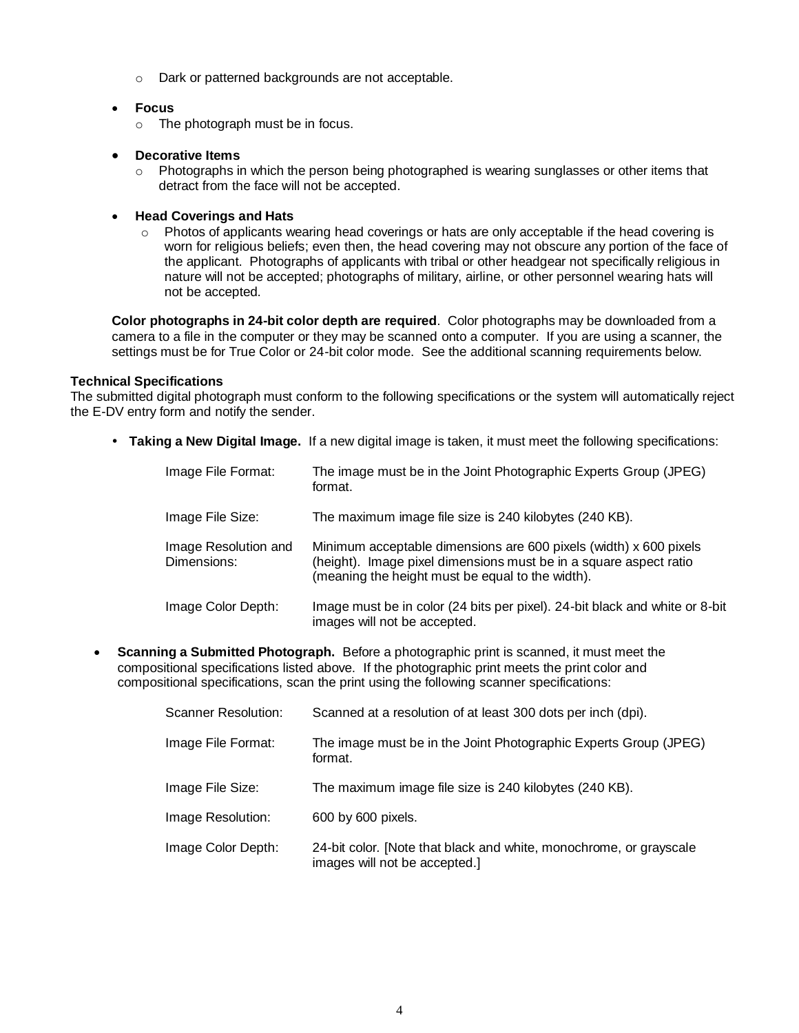- Dark or patterned backgrounds are not acceptable.

- **Focus**
  - The photograph must be in focus.

- **Decorative Items**
  - Photographs in which the person being photographed is wearing sunglasses or other items that detract from the face will not be accepted.

- **Head Coverings and Hats**
  - Photos of applicants wearing head coverings or hats are only acceptable if the head covering is worn for religious beliefs; even then, the head covering may not obscure any portion of the face of the applicant. Photographs of applicants with tribal or other headgear not specifically religious in nature will not be accepted; photographs of military, airline, or other personnel wearing hats will not be accepted.

**Color photographs in 24-bit color depth are required**. Color photographs may be downloaded from a camera to a file in the computer or they may be scanned onto a computer. If you are using a scanner, the settings must be for True Color or 24-bit color mode. See the additional scanning requirements below.

**Technical Specifications**

The submitted digital photograph must conform to the following specifications or the system will automatically reject the E-DV entry form and notify the sender.

- **Taking a New Digital Image.** If a new digital image is taken, it must meet the following specifications:

| | |
|---|---|
| Image File Format: | The image must be in the Joint Photographic Experts Group (JPEG) format. |
| Image File Size: | The maximum image file size is 240 kilobytes (240 KB). |
| Image Resolution and Dimensions: | Minimum acceptable dimensions are 600 pixels (width) x 600 pixels (height). Image pixel dimensions must be in a square aspect ratio (meaning the height must be equal to the width). |
| Image Color Depth: | Image must be in color (24 bits per pixel). 24-bit black and white or 8-bit images will not be accepted. |

- **Scanning a Submitted Photograph.** Before a photographic print is scanned, it must meet the compositional specifications listed above. If the photographic print meets the print color and compositional specifications, scan the print using the following scanner specifications:

| | |
|---|---|
| Scanner Resolution: | Scanned at a resolution of at least 300 dots per inch (dpi). |
| Image File Format: | The image must be in the Joint Photographic Experts Group (JPEG) format. |
| Image File Size: | The maximum image file size is 240 kilobytes (240 KB). |
| Image Resolution: | 600 by 600 pixels. |
| Image Color Depth: | 24-bit color. [Note that black and white, monochrome, or grayscale images will not be accepted.] |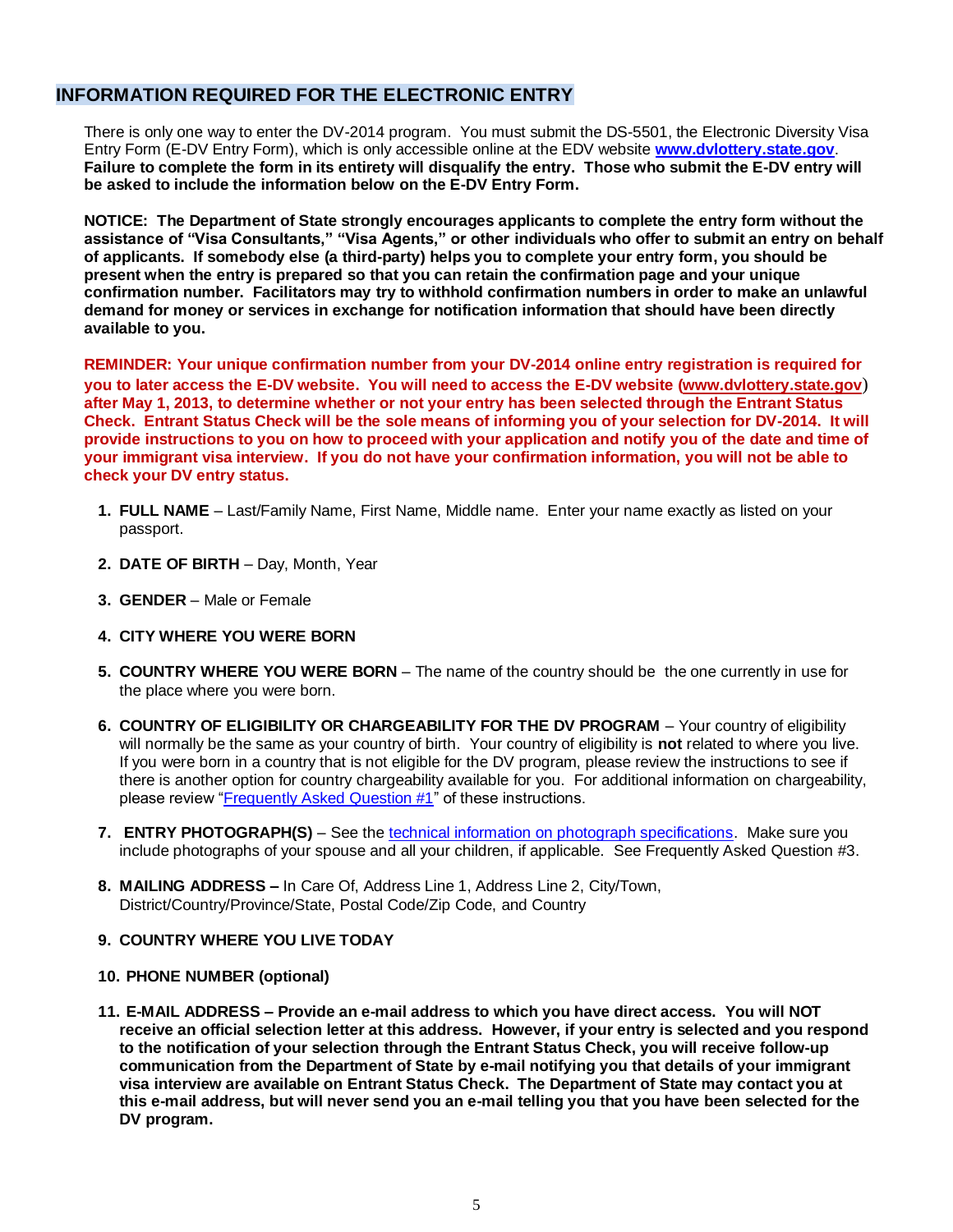## INFORMATION REQUIRED FOR THE ELECTRONIC ENTRY

There is only one way to enter the DV-2014 program. You must submit the DS-5501, the Electronic Diversity Visa Entry Form (E-DV Entry Form), which is only accessible online at the EDV website **www.dvlottery.state.gov**. **Failure to complete the form in its entirety will disqualify the entry. Those who submit the E-DV entry will be asked to include the information below on the E-DV Entry Form.**

**NOTICE: The Department of State strongly encourages applicants to complete the entry form without the assistance of "Visa Consultants," "Visa Agents," or other individuals who offer to submit an entry on behalf of applicants. If somebody else (a third-party) helps you to complete your entry form, you should be present when the entry is prepared so that you can retain the confirmation page and your unique confirmation number. Facilitators may try to withhold confirmation numbers in order to make an unlawful demand for money or services in exchange for notification information that should have been directly available to you.**

**REMINDER: Your unique confirmation number from your DV-2014 online entry registration is required for you to later access the E-DV website. You will need to access the E-DV website (www.dvlottery.state.gov) after May 1, 2013, to determine whether or not your entry has been selected through the Entrant Status Check. Entrant Status Check will be the sole means of informing you of your selection for DV-2014. It will provide instructions to you on how to proceed with your application and notify you of the date and time of your immigrant visa interview. If you do not have your confirmation information, you will not be able to check your DV entry status.**

1. **FULL NAME** – Last/Family Name, First Name, Middle name. Enter your name exactly as listed on your passport.
2. **DATE OF BIRTH** – Day, Month, Year
3. **GENDER** – Male or Female
4. **CITY WHERE YOU WERE BORN**
5. **COUNTRY WHERE YOU WERE BORN** – The name of the country should be the one currently in use for the place where you were born.
6. **COUNTRY OF ELIGIBILITY OR CHARGEABILITY FOR THE DV PROGRAM** – Your country of eligibility will normally be the same as your country of birth. Your country of eligibility is **not** related to where you live. If you were born in a country that is not eligible for the DV program, please review the instructions to see if there is another option for country chargeability available for you. For additional information on chargeability, please review "Frequently Asked Question #1" of these instructions.
7. **ENTRY PHOTOGRAPH(S)** – See the technical information on photograph specifications. Make sure you include photographs of your spouse and all your children, if applicable. See Frequently Asked Question #3.
8. **MAILING ADDRESS –** In Care Of, Address Line 1, Address Line 2, City/Town, District/Country/Province/State, Postal Code/Zip Code, and Country
9. **COUNTRY WHERE YOU LIVE TODAY**
10. **PHONE NUMBER (optional)**
11. **E-MAIL ADDRESS – Provide an e-mail address to which you have direct access. You will NOT receive an official selection letter at this address. However, if your entry is selected and you respond to the notification of your selection through the Entrant Status Check, you will receive follow-up communication from the Department of State by e-mail notifying you that details of your immigrant visa interview are available on Entrant Status Check. The Department of State may contact you at this e-mail address, but will never send you an e-mail telling you that you have been selected for the DV program.**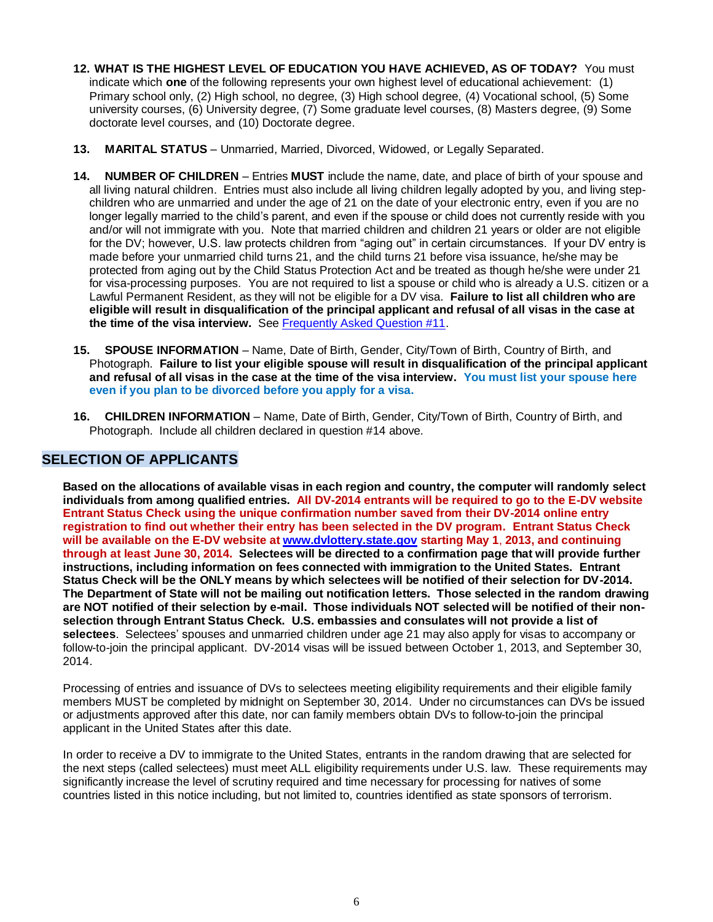12. **WHAT IS THE HIGHEST LEVEL OF EDUCATION YOU HAVE ACHIEVED, AS OF TODAY?** You must indicate which **one** of the following represents your own highest level of educational achievement: (1) Primary school only, (2) High school, no degree, (3) High school degree, (4) Vocational school, (5) Some university courses, (6) University degree, (7) Some graduate level courses, (8) Masters degree, (9) Some doctorate level courses, and (10) Doctorate degree.

13. **MARITAL STATUS** – Unmarried, Married, Divorced, Widowed, or Legally Separated.

14. **NUMBER OF CHILDREN** – Entries **MUST** include the name, date, and place of birth of your spouse and all living natural children. Entries must also include all living children legally adopted by you, and living step-children who are unmarried and under the age of 21 on the date of your electronic entry, even if you are no longer legally married to the child's parent, and even if the spouse or child does not currently reside with you and/or will not immigrate with you. Note that married children and children 21 years or older are not eligible for the DV; however, U.S. law protects children from "aging out" in certain circumstances. If your DV entry is made before your unmarried child turns 21, and the child turns 21 before visa issuance, he/she may be protected from aging out by the Child Status Protection Act and be treated as though he/she were under 21 for visa-processing purposes. You are not required to list a spouse or child who is already a U.S. citizen or a Lawful Permanent Resident, as they will not be eligible for a DV visa. **Failure to list all children who are eligible will result in disqualification of the principal applicant and refusal of all visas in the case at the time of the visa interview.** See Frequently Asked Question #11.

15. **SPOUSE INFORMATION** – Name, Date of Birth, Gender, City/Town of Birth, Country of Birth, and Photograph. **Failure to list your eligible spouse will result in disqualification of the principal applicant and refusal of all visas in the case at the time of the visa interview. You must list your spouse here even if you plan to be divorced before you apply for a visa.**

16. **CHILDREN INFORMATION** – Name, Date of Birth, Gender, City/Town of Birth, Country of Birth, and Photograph. Include all children declared in question #14 above.

## SELECTION OF APPLICANTS

**Based on the allocations of available visas in each region and country, the computer will randomly select individuals from among qualified entries. All DV-2014 entrants will be required to go to the E-DV website Entrant Status Check using the unique confirmation number saved from their DV-2014 online entry registration to find out whether their entry has been selected in the DV program. Entrant Status Check will be available on the E-DV website at www.dvlottery.state.gov starting May 1, 2013, and continuing through at least June 30, 2014. Selectees will be directed to a confirmation page that will provide further instructions, including information on fees connected with immigration to the United States. Entrant Status Check will be the ONLY means by which selectees will be notified of their selection for DV-2014. The Department of State will not be mailing out notification letters. Those selected in the random drawing are NOT notified of their selection by e-mail. Those individuals NOT selected will be notified of their non-selection through Entrant Status Check. U.S. embassies and consulates will not provide a list of selectees**. Selectees' spouses and unmarried children under age 21 may also apply for visas to accompany or follow-to-join the principal applicant. DV-2014 visas will be issued between October 1, 2013, and September 30, 2014.

Processing of entries and issuance of DVs to selectees meeting eligibility requirements and their eligible family members MUST be completed by midnight on September 30, 2014. Under no circumstances can DVs be issued or adjustments approved after this date, nor can family members obtain DVs to follow-to-join the principal applicant in the United States after this date.

In order to receive a DV to immigrate to the United States, entrants in the random drawing that are selected for the next steps (called selectees) must meet ALL eligibility requirements under U.S. law. These requirements may significantly increase the level of scrutiny required and time necessary for processing for natives of some countries listed in this notice including, but not limited to, countries identified as state sponsors of terrorism.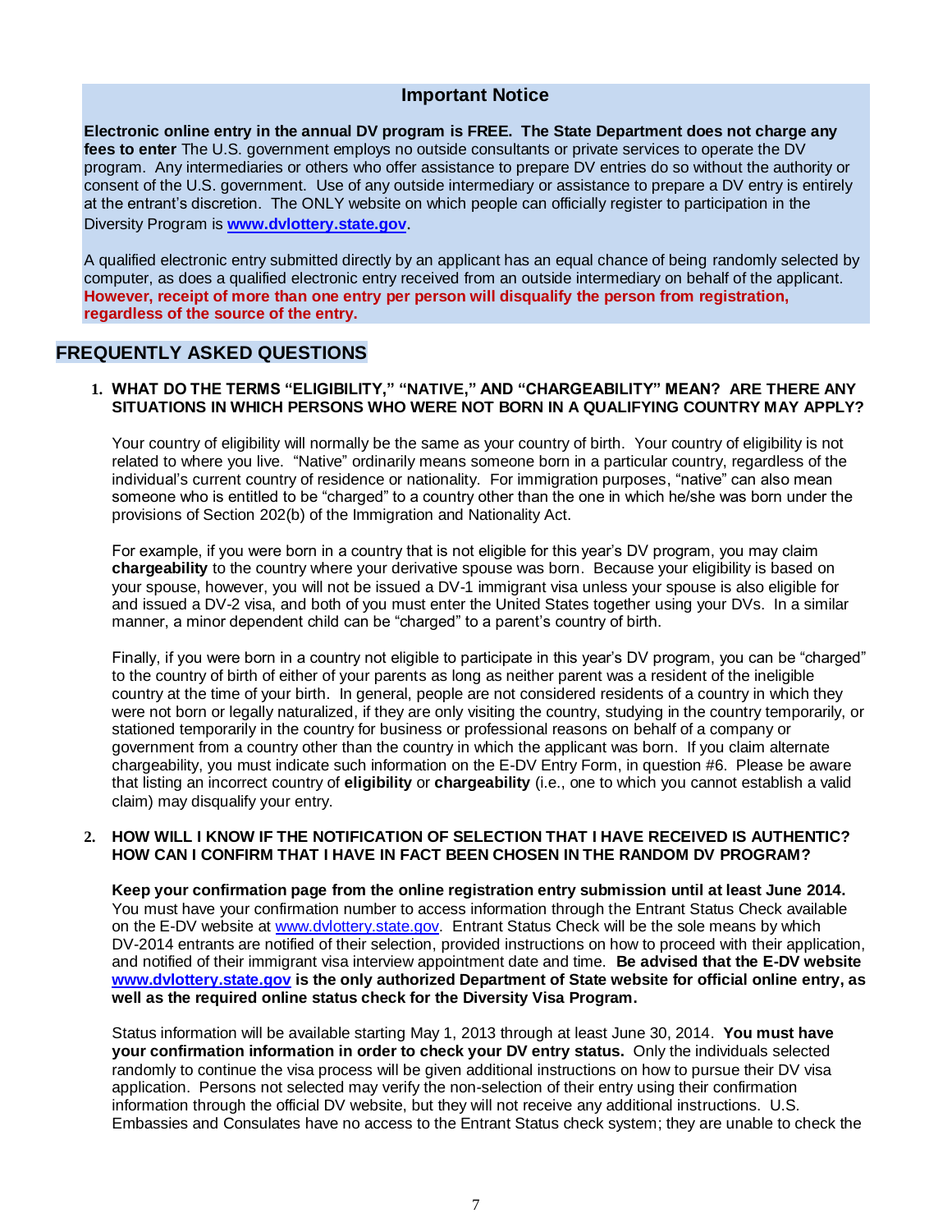## Important Notice

**Electronic online entry in the annual DV program is FREE. The State Department does not charge any fees to enter** The U.S. government employs no outside consultants or private services to operate the DV program. Any intermediaries or others who offer assistance to prepare DV entries do so without the authority or consent of the U.S. government. Use of any outside intermediary or assistance to prepare a DV entry is entirely at the entrant's discretion. The ONLY website on which people can officially register to participation in the Diversity Program is **www.dvlottery.state.gov**.

A qualified electronic entry submitted directly by an applicant has an equal chance of being randomly selected by computer, as does a qualified electronic entry received from an outside intermediary on behalf of the applicant. **However, receipt of more than one entry per person will disqualify the person from registration, regardless of the source of the entry.**

## FREQUENTLY ASKED QUESTIONS

### 1. WHAT DO THE TERMS "ELIGIBILITY," "NATIVE," AND "CHARGEABILITY" MEAN? ARE THERE ANY SITUATIONS IN WHICH PERSONS WHO WERE NOT BORN IN A QUALIFYING COUNTRY MAY APPLY?

Your country of eligibility will normally be the same as your country of birth. Your country of eligibility is not related to where you live. "Native" ordinarily means someone born in a particular country, regardless of the individual's current country of residence or nationality. For immigration purposes, "native" can also mean someone who is entitled to be "charged" to a country other than the one in which he/she was born under the provisions of Section 202(b) of the Immigration and Nationality Act.

For example, if you were born in a country that is not eligible for this year's DV program, you may claim **chargeability** to the country where your derivative spouse was born. Because your eligibility is based on your spouse, however, you will not be issued a DV-1 immigrant visa unless your spouse is also eligible for and issued a DV-2 visa, and both of you must enter the United States together using your DVs. In a similar manner, a minor dependent child can be "charged" to a parent's country of birth.

Finally, if you were born in a country not eligible to participate in this year's DV program, you can be "charged" to the country of birth of either of your parents as long as neither parent was a resident of the ineligible country at the time of your birth. In general, people are not considered residents of a country in which they were not born or legally naturalized, if they are only visiting the country, studying in the country temporarily, or stationed temporarily in the country for business or professional reasons on behalf of a company or government from a country other than the country in which the applicant was born. If you claim alternate chargeability, you must indicate such information on the E-DV Entry Form, in question #6. Please be aware that listing an incorrect country of **eligibility** or **chargeability** (i.e., one to which you cannot establish a valid claim) may disqualify your entry.

### 2. HOW WILL I KNOW IF THE NOTIFICATION OF SELECTION THAT I HAVE RECEIVED IS AUTHENTIC? HOW CAN I CONFIRM THAT I HAVE IN FACT BEEN CHOSEN IN THE RANDOM DV PROGRAM?

**Keep your confirmation page from the online registration entry submission until at least June 2014.** You must have your confirmation number to access information through the Entrant Status Check available on the E-DV website at www.dvlottery.state.gov. Entrant Status Check will be the sole means by which DV-2014 entrants are notified of their selection, provided instructions on how to proceed with their application, and notified of their immigrant visa interview appointment date and time. **Be advised that the E-DV website www.dvlottery.state.gov is the only authorized Department of State website for official online entry, as well as the required online status check for the Diversity Visa Program.**

Status information will be available starting May 1, 2013 through at least June 30, 2014. **You must have your confirmation information in order to check your DV entry status.** Only the individuals selected randomly to continue the visa process will be given additional instructions on how to pursue their DV visa application. Persons not selected may verify the non-selection of their entry using their confirmation information through the official DV website, but they will not receive any additional instructions. U.S. Embassies and Consulates have no access to the Entrant Status check system; they are unable to check the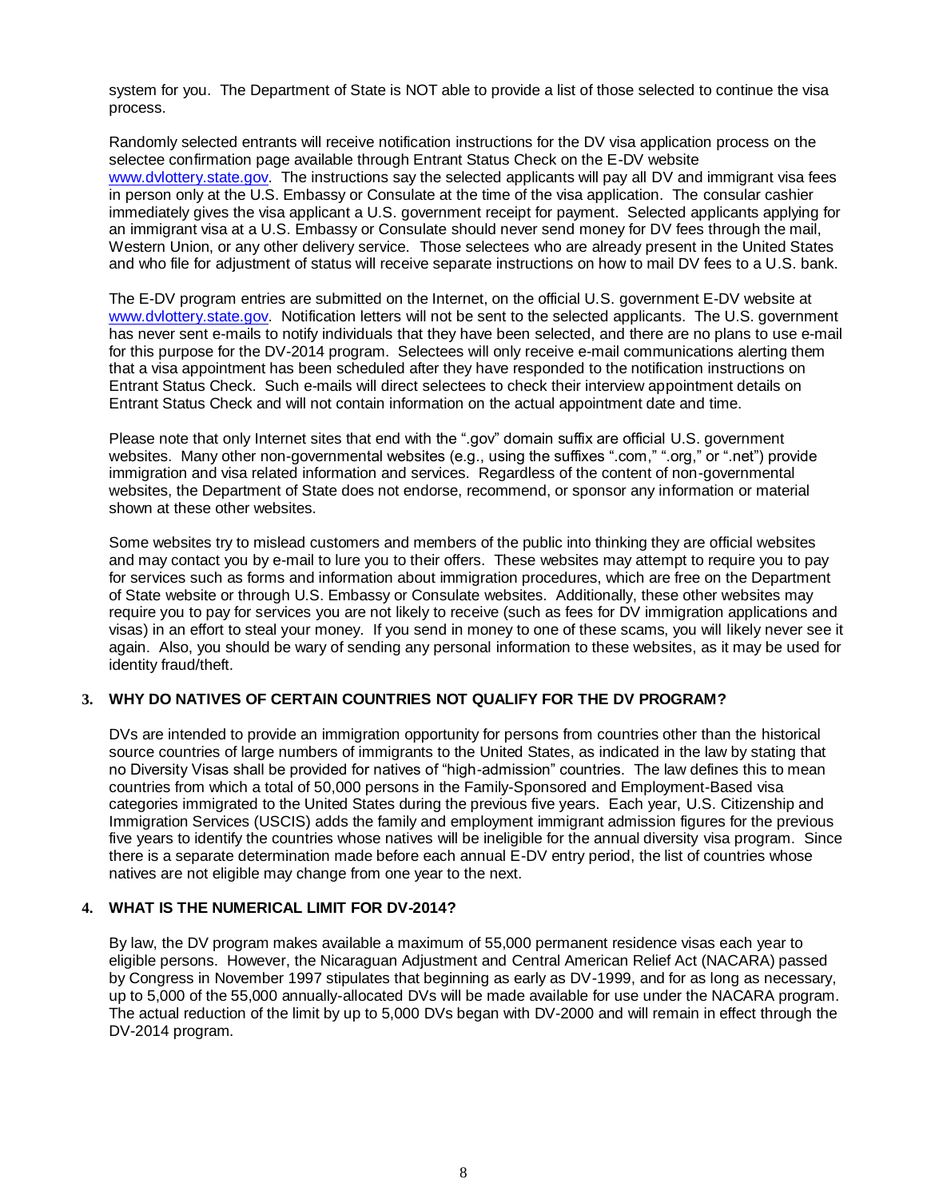system for you. The Department of State is NOT able to provide a list of those selected to continue the visa process.

Randomly selected entrants will receive notification instructions for the DV visa application process on the selectee confirmation page available through Entrant Status Check on the E-DV website www.dvlottery.state.gov. The instructions say the selected applicants will pay all DV and immigrant visa fees in person only at the U.S. Embassy or Consulate at the time of the visa application. The consular cashier immediately gives the visa applicant a U.S. government receipt for payment. Selected applicants applying for an immigrant visa at a U.S. Embassy or Consulate should never send money for DV fees through the mail, Western Union, or any other delivery service. Those selectees who are already present in the United States and who file for adjustment of status will receive separate instructions on how to mail DV fees to a U.S. bank.

The E-DV program entries are submitted on the Internet, on the official U.S. government E-DV website at www.dvlottery.state.gov. Notification letters will not be sent to the selected applicants. The U.S. government has never sent e-mails to notify individuals that they have been selected, and there are no plans to use e-mail for this purpose for the DV-2014 program. Selectees will only receive e-mail communications alerting them that a visa appointment has been scheduled after they have responded to the notification instructions on Entrant Status Check. Such e-mails will direct selectees to check their interview appointment details on Entrant Status Check and will not contain information on the actual appointment date and time.

Please note that only Internet sites that end with the ".gov" domain suffix are official U.S. government websites. Many other non-governmental websites (e.g., using the suffixes ".com," ".org," or ".net") provide immigration and visa related information and services. Regardless of the content of non-governmental websites, the Department of State does not endorse, recommend, or sponsor any information or material shown at these other websites.

Some websites try to mislead customers and members of the public into thinking they are official websites and may contact you by e-mail to lure you to their offers. These websites may attempt to require you to pay for services such as forms and information about immigration procedures, which are free on the Department of State website or through U.S. Embassy or Consulate websites. Additionally, these other websites may require you to pay for services you are not likely to receive (such as fees for DV immigration applications and visas) in an effort to steal your money. If you send in money to one of these scams, you will likely never see it again. Also, you should be wary of sending any personal information to these websites, as it may be used for identity fraud/theft.

## 3. WHY DO NATIVES OF CERTAIN COUNTRIES NOT QUALIFY FOR THE DV PROGRAM?

DVs are intended to provide an immigration opportunity for persons from countries other than the historical source countries of large numbers of immigrants to the United States, as indicated in the law by stating that no Diversity Visas shall be provided for natives of "high-admission" countries. The law defines this to mean countries from which a total of 50,000 persons in the Family-Sponsored and Employment-Based visa categories immigrated to the United States during the previous five years. Each year, U.S. Citizenship and Immigration Services (USCIS) adds the family and employment immigrant admission figures for the previous five years to identify the countries whose natives will be ineligible for the annual diversity visa program. Since there is a separate determination made before each annual E-DV entry period, the list of countries whose natives are not eligible may change from one year to the next.

## 4. WHAT IS THE NUMERICAL LIMIT FOR DV-2014?

By law, the DV program makes available a maximum of 55,000 permanent residence visas each year to eligible persons. However, the Nicaraguan Adjustment and Central American Relief Act (NACARA) passed by Congress in November 1997 stipulates that beginning as early as DV-1999, and for as long as necessary, up to 5,000 of the 55,000 annually-allocated DVs will be made available for use under the NACARA program. The actual reduction of the limit by up to 5,000 DVs began with DV-2000 and will remain in effect through the DV-2014 program.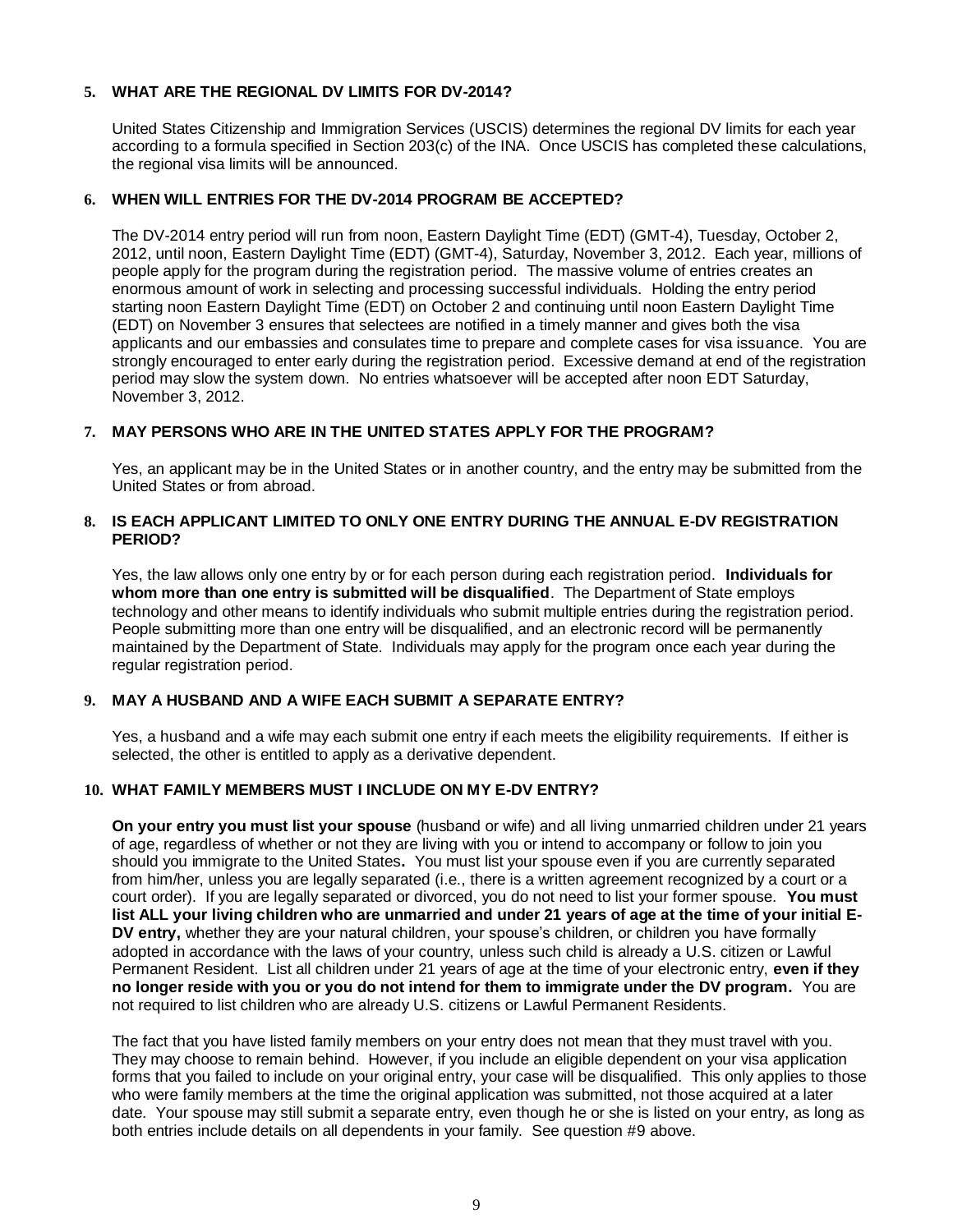### 5. WHAT ARE THE REGIONAL DV LIMITS FOR DV-2014?

United States Citizenship and Immigration Services (USCIS) determines the regional DV limits for each year according to a formula specified in Section 203(c) of the INA. Once USCIS has completed these calculations, the regional visa limits will be announced.

### 6. WHEN WILL ENTRIES FOR THE DV-2014 PROGRAM BE ACCEPTED?

The DV-2014 entry period will run from noon, Eastern Daylight Time (EDT) (GMT-4), Tuesday, October 2, 2012, until noon, Eastern Daylight Time (EDT) (GMT-4), Saturday, November 3, 2012. Each year, millions of people apply for the program during the registration period. The massive volume of entries creates an enormous amount of work in selecting and processing successful individuals. Holding the entry period starting noon Eastern Daylight Time (EDT) on October 2 and continuing until noon Eastern Daylight Time (EDT) on November 3 ensures that selectees are notified in a timely manner and gives both the visa applicants and our embassies and consulates time to prepare and complete cases for visa issuance. You are strongly encouraged to enter early during the registration period. Excessive demand at end of the registration period may slow the system down. No entries whatsoever will be accepted after noon EDT Saturday, November 3, 2012.

### 7. MAY PERSONS WHO ARE IN THE UNITED STATES APPLY FOR THE PROGRAM?

Yes, an applicant may be in the United States or in another country, and the entry may be submitted from the United States or from abroad.

### 8. IS EACH APPLICANT LIMITED TO ONLY ONE ENTRY DURING THE ANNUAL E-DV REGISTRATION PERIOD?

Yes, the law allows only one entry by or for each person during each registration period. **Individuals for whom more than one entry is submitted will be disqualified**. The Department of State employs technology and other means to identify individuals who submit multiple entries during the registration period. People submitting more than one entry will be disqualified, and an electronic record will be permanently maintained by the Department of State. Individuals may apply for the program once each year during the regular registration period.

### 9. MAY A HUSBAND AND A WIFE EACH SUBMIT A SEPARATE ENTRY?

Yes, a husband and a wife may each submit one entry if each meets the eligibility requirements. If either is selected, the other is entitled to apply as a derivative dependent.

### 10. WHAT FAMILY MEMBERS MUST I INCLUDE ON MY E-DV ENTRY?

**On your entry you must list your spouse** (husband or wife) and all living unmarried children under 21 years of age, regardless of whether or not they are living with you or intend to accompany or follow to join you should you immigrate to the United States**.** You must list your spouse even if you are currently separated from him/her, unless you are legally separated (i.e., there is a written agreement recognized by a court or a court order). If you are legally separated or divorced, you do not need to list your former spouse. **You must list ALL your living children who are unmarried and under 21 years of age at the time of your initial E-DV entry,** whether they are your natural children, your spouse's children, or children you have formally adopted in accordance with the laws of your country, unless such child is already a U.S. citizen or Lawful Permanent Resident. List all children under 21 years of age at the time of your electronic entry, **even if they no longer reside with you or you do not intend for them to immigrate under the DV program.** You are not required to list children who are already U.S. citizens or Lawful Permanent Residents.

The fact that you have listed family members on your entry does not mean that they must travel with you. They may choose to remain behind. However, if you include an eligible dependent on your visa application forms that you failed to include on your original entry, your case will be disqualified. This only applies to those who were family members at the time the original application was submitted, not those acquired at a later date. Your spouse may still submit a separate entry, even though he or she is listed on your entry, as long as both entries include details on all dependents in your family. See question #9 above.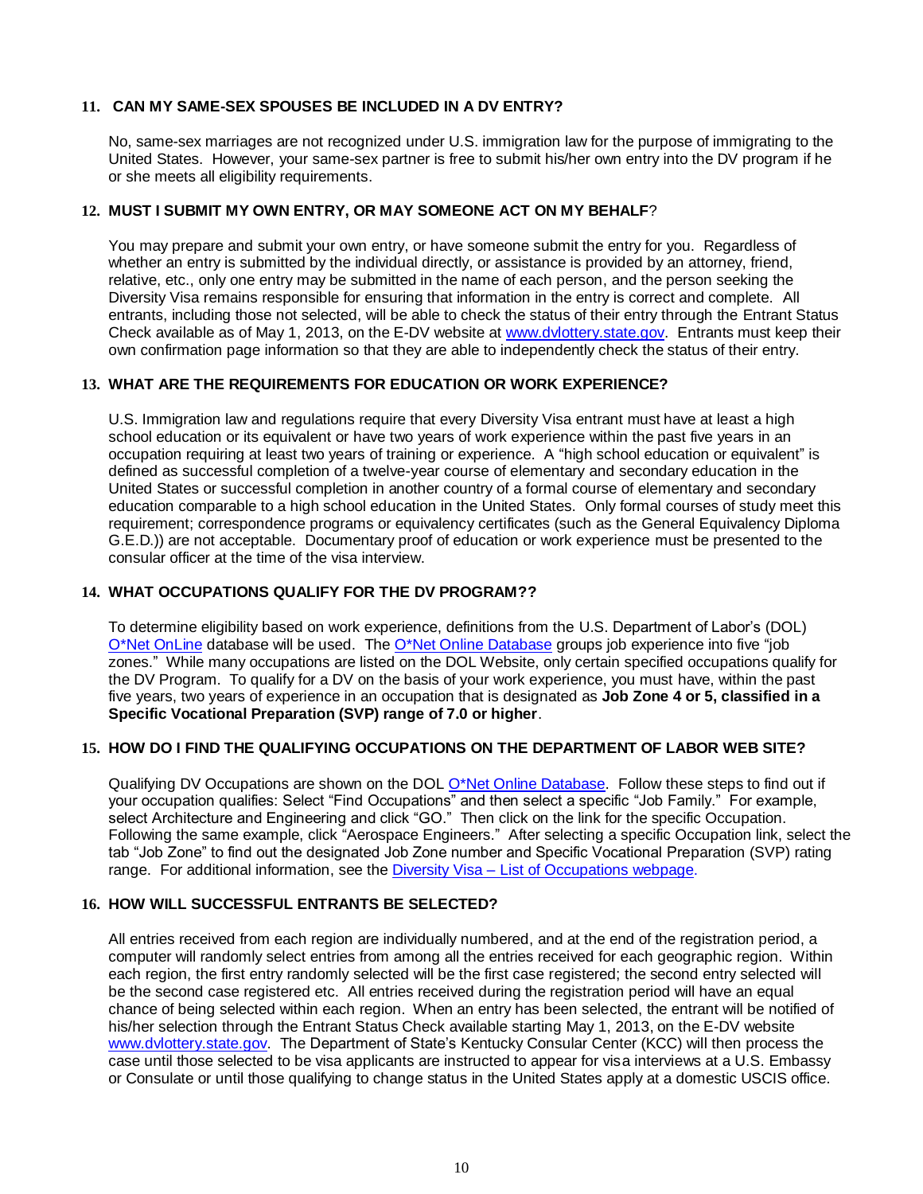**11. CAN MY SAME-SEX SPOUSES BE INCLUDED IN A DV ENTRY?**

No, same-sex marriages are not recognized under U.S. immigration law for the purpose of immigrating to the United States. However, your same-sex partner is free to submit his/her own entry into the DV program if he or she meets all eligibility requirements.

**12. MUST I SUBMIT MY OWN ENTRY, OR MAY SOMEONE ACT ON MY BEHALF?**

You may prepare and submit your own entry, or have someone submit the entry for you. Regardless of whether an entry is submitted by the individual directly, or assistance is provided by an attorney, friend, relative, etc., only one entry may be submitted in the name of each person, and the person seeking the Diversity Visa remains responsible for ensuring that information in the entry is correct and complete. All entrants, including those not selected, will be able to check the status of their entry through the Entrant Status Check available as of May 1, 2013, on the E-DV website at [www.dvlottery.state.gov](www.dvlottery.state.gov). Entrants must keep their own confirmation page information so that they are able to independently check the status of their entry.

**13. WHAT ARE THE REQUIREMENTS FOR EDUCATION OR WORK EXPERIENCE?**

U.S. Immigration law and regulations require that every Diversity Visa entrant must have at least a high school education or its equivalent or have two years of work experience within the past five years in an occupation requiring at least two years of training or experience. A "high school education or equivalent" is defined as successful completion of a twelve-year course of elementary and secondary education in the United States or successful completion in another country of a formal course of elementary and secondary education comparable to a high school education in the United States. Only formal courses of study meet this requirement; correspondence programs or equivalency certificates (such as the General Equivalency Diploma G.E.D.)) are not acceptable. Documentary proof of education or work experience must be presented to the consular officer at the time of the visa interview.

**14. WHAT OCCUPATIONS QUALIFY FOR THE DV PROGRAM??**

To determine eligibility based on work experience, definitions from the U.S. Department of Labor's (DOL) O*Net OnLine database will be used. The O*Net Online Database groups job experience into five "job zones." While many occupations are listed on the DOL Website, only certain specified occupations qualify for the DV Program. To qualify for a DV on the basis of your work experience, you must have, within the past five years, two years of experience in an occupation that is designated as **Job Zone 4 or 5, classified in a Specific Vocational Preparation (SVP) range of 7.0 or higher**.

**15. HOW DO I FIND THE QUALIFYING OCCUPATIONS ON THE DEPARTMENT OF LABOR WEB SITE?**

Qualifying DV Occupations are shown on the DOL O*Net Online Database. Follow these steps to find out if your occupation qualifies: Select "Find Occupations" and then select a specific "Job Family." For example, select Architecture and Engineering and click "GO." Then click on the link for the specific Occupation. Following the same example, click "Aerospace Engineers." After selecting a specific Occupation link, select the tab "Job Zone" to find out the designated Job Zone number and Specific Vocational Preparation (SVP) rating range. For additional information, see the Diversity Visa – List of Occupations webpage.

**16. HOW WILL SUCCESSFUL ENTRANTS BE SELECTED?**

All entries received from each region are individually numbered, and at the end of the registration period, a computer will randomly select entries from among all the entries received for each geographic region. Within each region, the first entry randomly selected will be the first case registered; the second entry selected will be the second case registered etc. All entries received during the registration period will have an equal chance of being selected within each region. When an entry has been selected, the entrant will be notified of his/her selection through the Entrant Status Check available starting May 1, 2013, on the E-DV website [www.dvlottery.state.gov](www.dvlottery.state.gov). The Department of State's Kentucky Consular Center (KCC) will then process the case until those selected to be visa applicants are instructed to appear for visa interviews at a U.S. Embassy or Consulate or until those qualifying to change status in the United States apply at a domestic USCIS office.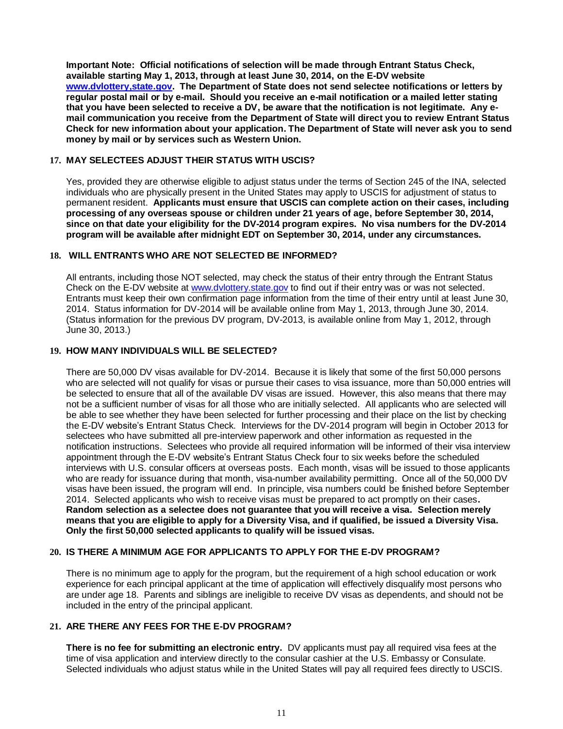**Important Note: Official notifications of selection will be made through Entrant Status Check, available starting May 1, 2013, through at least June 30, 2014, on the E-DV website [www.dvlottery,state.gov](www.dvlottery,state.gov). The Department of State does not send selectee notifications or letters by regular postal mail or by e-mail. Should you receive an e-mail notification or a mailed letter stating that you have been selected to receive a DV, be aware that the notification is not legitimate. Any e-mail communication you receive from the Department of State will direct you to review Entrant Status Check for new information about your application. The Department of State will never ask you to send money by mail or by services such as Western Union.**

### 17. MAY SELECTEES ADJUST THEIR STATUS WITH USCIS?

Yes, provided they are otherwise eligible to adjust status under the terms of Section 245 of the INA, selected individuals who are physically present in the United States may apply to USCIS for adjustment of status to permanent resident. **Applicants must ensure that USCIS can complete action on their cases, including processing of any overseas spouse or children under 21 years of age, before September 30, 2014, since on that date your eligibility for the DV-2014 program expires. No visa numbers for the DV-2014 program will be available after midnight EDT on September 30, 2014, under any circumstances.**

### 18. WILL ENTRANTS WHO ARE NOT SELECTED BE INFORMED?

All entrants, including those NOT selected, may check the status of their entry through the Entrant Status Check on the E-DV website at [www.dvlottery.state.gov](www.dvlottery.state.gov) to find out if their entry was or was not selected. Entrants must keep their own confirmation page information from the time of their entry until at least June 30, 2014. Status information for DV-2014 will be available online from May 1, 2013, through June 30, 2014. (Status information for the previous DV program, DV-2013, is available online from May 1, 2012, through June 30, 2013.)

### 19. HOW MANY INDIVIDUALS WILL BE SELECTED?

There are 50,000 DV visas available for DV-2014. Because it is likely that some of the first 50,000 persons who are selected will not qualify for visas or pursue their cases to visa issuance, more than 50,000 entries will be selected to ensure that all of the available DV visas are issued. However, this also means that there may not be a sufficient number of visas for all those who are initially selected. All applicants who are selected will be able to see whether they have been selected for further processing and their place on the list by checking the E-DV website's Entrant Status Check. Interviews for the DV-2014 program will begin in October 2013 for selectees who have submitted all pre-interview paperwork and other information as requested in the notification instructions. Selectees who provide all required information will be informed of their visa interview appointment through the E-DV website's Entrant Status Check four to six weeks before the scheduled interviews with U.S. consular officers at overseas posts. Each month, visas will be issued to those applicants who are ready for issuance during that month, visa-number availability permitting. Once all of the 50,000 DV visas have been issued, the program will end. In principle, visa numbers could be finished before September 2014. Selected applicants who wish to receive visas must be prepared to act promptly on their cases. **Random selection as a selectee does not guarantee that you will receive a visa. Selection merely means that you are eligible to apply for a Diversity Visa, and if qualified, be issued a Diversity Visa. Only the first 50,000 selected applicants to qualify will be issued visas.**

### 20. IS THERE A MINIMUM AGE FOR APPLICANTS TO APPLY FOR THE E-DV PROGRAM?

There is no minimum age to apply for the program, but the requirement of a high school education or work experience for each principal applicant at the time of application will effectively disqualify most persons who are under age 18. Parents and siblings are ineligible to receive DV visas as dependents, and should not be included in the entry of the principal applicant.

### 21. ARE THERE ANY FEES FOR THE E-DV PROGRAM?

**There is no fee for submitting an electronic entry.** DV applicants must pay all required visa fees at the time of visa application and interview directly to the consular cashier at the U.S. Embassy or Consulate. Selected individuals who adjust status while in the United States will pay all required fees directly to USCIS.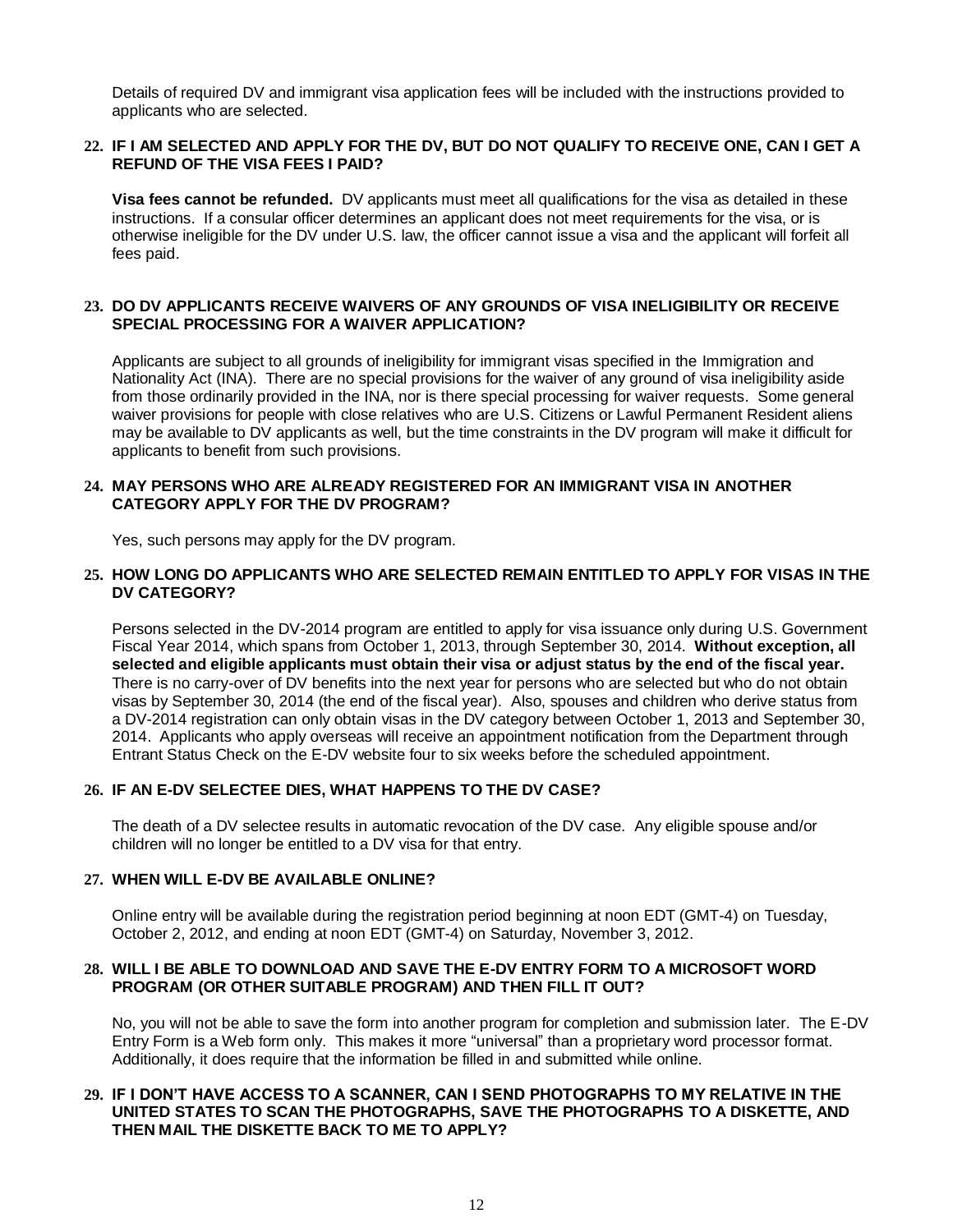Details of required DV and immigrant visa application fees will be included with the instructions provided to applicants who are selected.

**22. IF I AM SELECTED AND APPLY FOR THE DV, BUT DO NOT QUALIFY TO RECEIVE ONE, CAN I GET A REFUND OF THE VISA FEES I PAID?**

**Visa fees cannot be refunded.** DV applicants must meet all qualifications for the visa as detailed in these instructions. If a consular officer determines an applicant does not meet requirements for the visa, or is otherwise ineligible for the DV under U.S. law, the officer cannot issue a visa and the applicant will forfeit all fees paid.

**23. DO DV APPLICANTS RECEIVE WAIVERS OF ANY GROUNDS OF VISA INELIGIBILITY OR RECEIVE SPECIAL PROCESSING FOR A WAIVER APPLICATION?**

Applicants are subject to all grounds of ineligibility for immigrant visas specified in the Immigration and Nationality Act (INA). There are no special provisions for the waiver of any ground of visa ineligibility aside from those ordinarily provided in the INA, nor is there special processing for waiver requests. Some general waiver provisions for people with close relatives who are U.S. Citizens or Lawful Permanent Resident aliens may be available to DV applicants as well, but the time constraints in the DV program will make it difficult for applicants to benefit from such provisions.

**24. MAY PERSONS WHO ARE ALREADY REGISTERED FOR AN IMMIGRANT VISA IN ANOTHER CATEGORY APPLY FOR THE DV PROGRAM?**

Yes, such persons may apply for the DV program.

**25. HOW LONG DO APPLICANTS WHO ARE SELECTED REMAIN ENTITLED TO APPLY FOR VISAS IN THE DV CATEGORY?**

Persons selected in the DV-2014 program are entitled to apply for visa issuance only during U.S. Government Fiscal Year 2014, which spans from October 1, 2013, through September 30, 2014. **Without exception, all selected and eligible applicants must obtain their visa or adjust status by the end of the fiscal year.** There is no carry-over of DV benefits into the next year for persons who are selected but who do not obtain visas by September 30, 2014 (the end of the fiscal year). Also, spouses and children who derive status from a DV-2014 registration can only obtain visas in the DV category between October 1, 2013 and September 30, 2014. Applicants who apply overseas will receive an appointment notification from the Department through Entrant Status Check on the E-DV website four to six weeks before the scheduled appointment.

**26. IF AN E-DV SELECTEE DIES, WHAT HAPPENS TO THE DV CASE?**

The death of a DV selectee results in automatic revocation of the DV case. Any eligible spouse and/or children will no longer be entitled to a DV visa for that entry.

**27. WHEN WILL E-DV BE AVAILABLE ONLINE?**

Online entry will be available during the registration period beginning at noon EDT (GMT-4) on Tuesday, October 2, 2012, and ending at noon EDT (GMT-4) on Saturday, November 3, 2012.

**28. WILL I BE ABLE TO DOWNLOAD AND SAVE THE E-DV ENTRY FORM TO A MICROSOFT WORD PROGRAM (OR OTHER SUITABLE PROGRAM) AND THEN FILL IT OUT?**

No, you will not be able to save the form into another program for completion and submission later. The E-DV Entry Form is a Web form only. This makes it more "universal" than a proprietary word processor format. Additionally, it does require that the information be filled in and submitted while online.

**29. IF I DON'T HAVE ACCESS TO A SCANNER, CAN I SEND PHOTOGRAPHS TO MY RELATIVE IN THE UNITED STATES TO SCAN THE PHOTOGRAPHS, SAVE THE PHOTOGRAPHS TO A DISKETTE, AND THEN MAIL THE DISKETTE BACK TO ME TO APPLY?**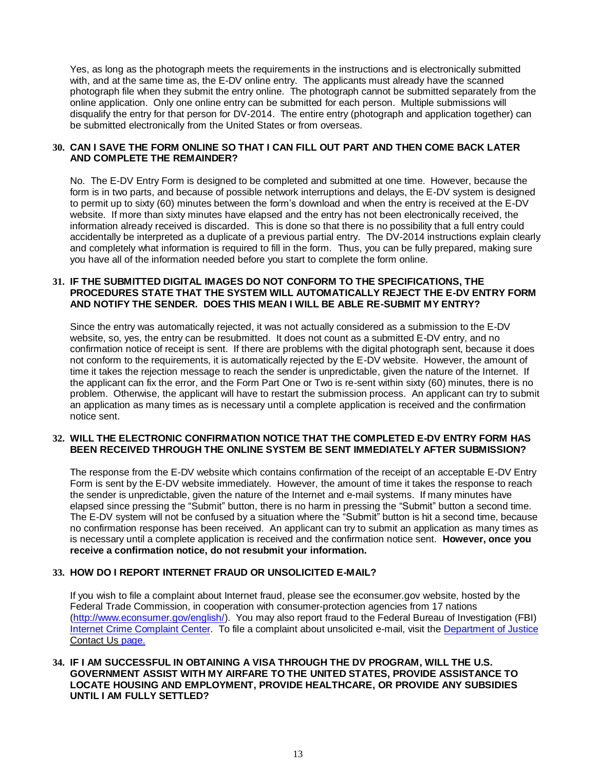Yes, as long as the photograph meets the requirements in the instructions and is electronically submitted with, and at the same time as, the E-DV online entry. The applicants must already have the scanned photograph file when they submit the entry online. The photograph cannot be submitted separately from the online application. Only one online entry can be submitted for each person. Multiple submissions will disqualify the entry for that person for DV-2014. The entire entry (photograph and application together) can be submitted electronically from the United States or from overseas.

**30. CAN I SAVE THE FORM ONLINE SO THAT I CAN FILL OUT PART AND THEN COME BACK LATER AND COMPLETE THE REMAINDER?**

No. The E-DV Entry Form is designed to be completed and submitted at one time. However, because the form is in two parts, and because of possible network interruptions and delays, the E-DV system is designed to permit up to sixty (60) minutes between the form's download and when the entry is received at the E-DV website. If more than sixty minutes have elapsed and the entry has not been electronically received, the information already received is discarded. This is done so that there is no possibility that a full entry could accidentally be interpreted as a duplicate of a previous partial entry. The DV-2014 instructions explain clearly and completely what information is required to fill in the form. Thus, you can be fully prepared, making sure you have all of the information needed before you start to complete the form online.

**31. IF THE SUBMITTED DIGITAL IMAGES DO NOT CONFORM TO THE SPECIFICATIONS, THE PROCEDURES STATE THAT THE SYSTEM WILL AUTOMATICALLY REJECT THE E-DV ENTRY FORM AND NOTIFY THE SENDER. DOES THIS MEAN I WILL BE ABLE RE-SUBMIT MY ENTRY?**

Since the entry was automatically rejected, it was not actually considered as a submission to the E-DV website, so, yes, the entry can be resubmitted. It does not count as a submitted E-DV entry, and no confirmation notice of receipt is sent. If there are problems with the digital photograph sent, because it does not conform to the requirements, it is automatically rejected by the E-DV website. However, the amount of time it takes the rejection message to reach the sender is unpredictable, given the nature of the Internet. If the applicant can fix the error, and the Form Part One or Two is re-sent within sixty (60) minutes, there is no problem. Otherwise, the applicant will have to restart the submission process. An applicant can try to submit an application as many times as is necessary until a complete application is received and the confirmation notice sent.

**32. WILL THE ELECTRONIC CONFIRMATION NOTICE THAT THE COMPLETED E-DV ENTRY FORM HAS BEEN RECEIVED THROUGH THE ONLINE SYSTEM BE SENT IMMEDIATELY AFTER SUBMISSION?**

The response from the E-DV website which contains confirmation of the receipt of an acceptable E-DV Entry Form is sent by the E-DV website immediately. However, the amount of time it takes the response to reach the sender is unpredictable, given the nature of the Internet and e-mail systems. If many minutes have elapsed since pressing the "Submit" button, there is no harm in pressing the "Submit" button a second time. The E-DV system will not be confused by a situation where the "Submit" button is hit a second time, because no confirmation response has been received. An applicant can try to submit an application as many times as is necessary until a complete application is received and the confirmation notice sent. **However, once you receive a confirmation notice, do not resubmit your information.**

**33. HOW DO I REPORT INTERNET FRAUD OR UNSOLICITED E-MAIL?**

If you wish to file a complaint about Internet fraud, please see the econsumer.gov website, hosted by the Federal Trade Commission, in cooperation with consumer-protection agencies from 17 nations (http://www.econsumer.gov/english/). You may also report fraud to the Federal Bureau of Investigation (FBI) Internet Crime Complaint Center. To file a complaint about unsolicited e-mail, visit the Department of Justice Contact Us page.

**34. IF I AM SUCCESSFUL IN OBTAINING A VISA THROUGH THE DV PROGRAM, WILL THE U.S. GOVERNMENT ASSIST WITH MY AIRFARE TO THE UNITED STATES, PROVIDE ASSISTANCE TO LOCATE HOUSING AND EMPLOYMENT, PROVIDE HEALTHCARE, OR PROVIDE ANY SUBSIDIES UNTIL I AM FULLY SETTLED?**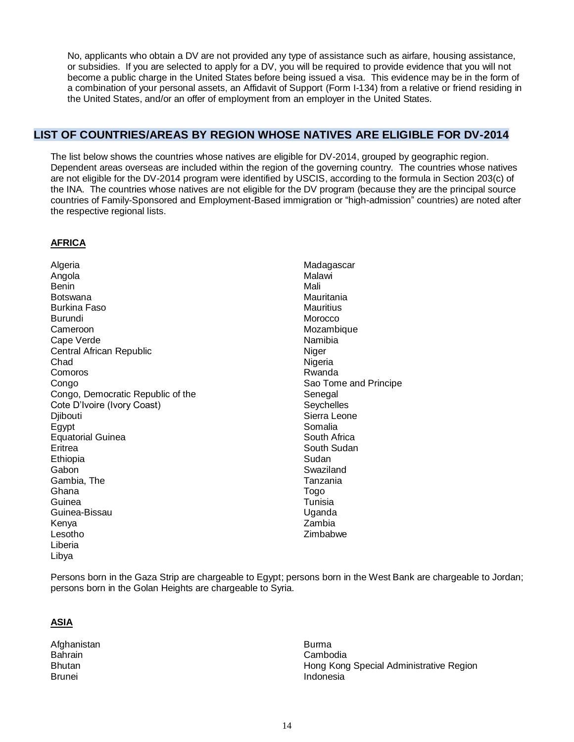No, applicants who obtain a DV are not provided any type of assistance such as airfare, housing assistance, or subsidies. If you are selected to apply for a DV, you will be required to provide evidence that you will not become a public charge in the United States before being issued a visa. This evidence may be in the form of a combination of your personal assets, an Affidavit of Support (Form I-134) from a relative or friend residing in the United States, and/or an offer of employment from an employer in the United States.

## LIST OF COUNTRIES/AREAS BY REGION WHOSE NATIVES ARE ELIGIBLE FOR DV-2014

The list below shows the countries whose natives are eligible for DV-2014, grouped by geographic region. Dependent areas overseas are included within the region of the governing country. The countries whose natives are not eligible for the DV-2014 program were identified by USCIS, according to the formula in Section 203(c) of the INA. The countries whose natives are not eligible for the DV program (because they are the principal source countries of Family-Sponsored and Employment-Based immigration or "high-admission" countries) are noted after the respective regional lists.

### AFRICA

Algeria
Angola
Benin
Botswana
Burkina Faso
Burundi
Cameroon
Cape Verde
Central African Republic
Chad
Comoros
Congo
Congo, Democratic Republic of the
Cote D'Ivoire (Ivory Coast)
Djibouti
Egypt
Equatorial Guinea
Eritrea
Ethiopia
Gabon
Gambia, The
Ghana
Guinea
Guinea-Bissau
Kenya
Lesotho
Liberia
Libya
Madagascar
Malawi
Mali
Mauritania
Mauritius
Morocco
Mozambique
Namibia
Niger
Nigeria
Rwanda
Sao Tome and Principe
Senegal
Seychelles
Sierra Leone
Somalia
South Africa
South Sudan
Sudan
Swaziland
Tanzania
Togo
Tunisia
Uganda
Zambia
Zimbabwe

Persons born in the Gaza Strip are chargeable to Egypt; persons born in the West Bank are chargeable to Jordan; persons born in the Golan Heights are chargeable to Syria.

### ASIA

Afghanistan
Bahrain
Bhutan
Brunei
Burma
Cambodia
Hong Kong Special Administrative Region
Indonesia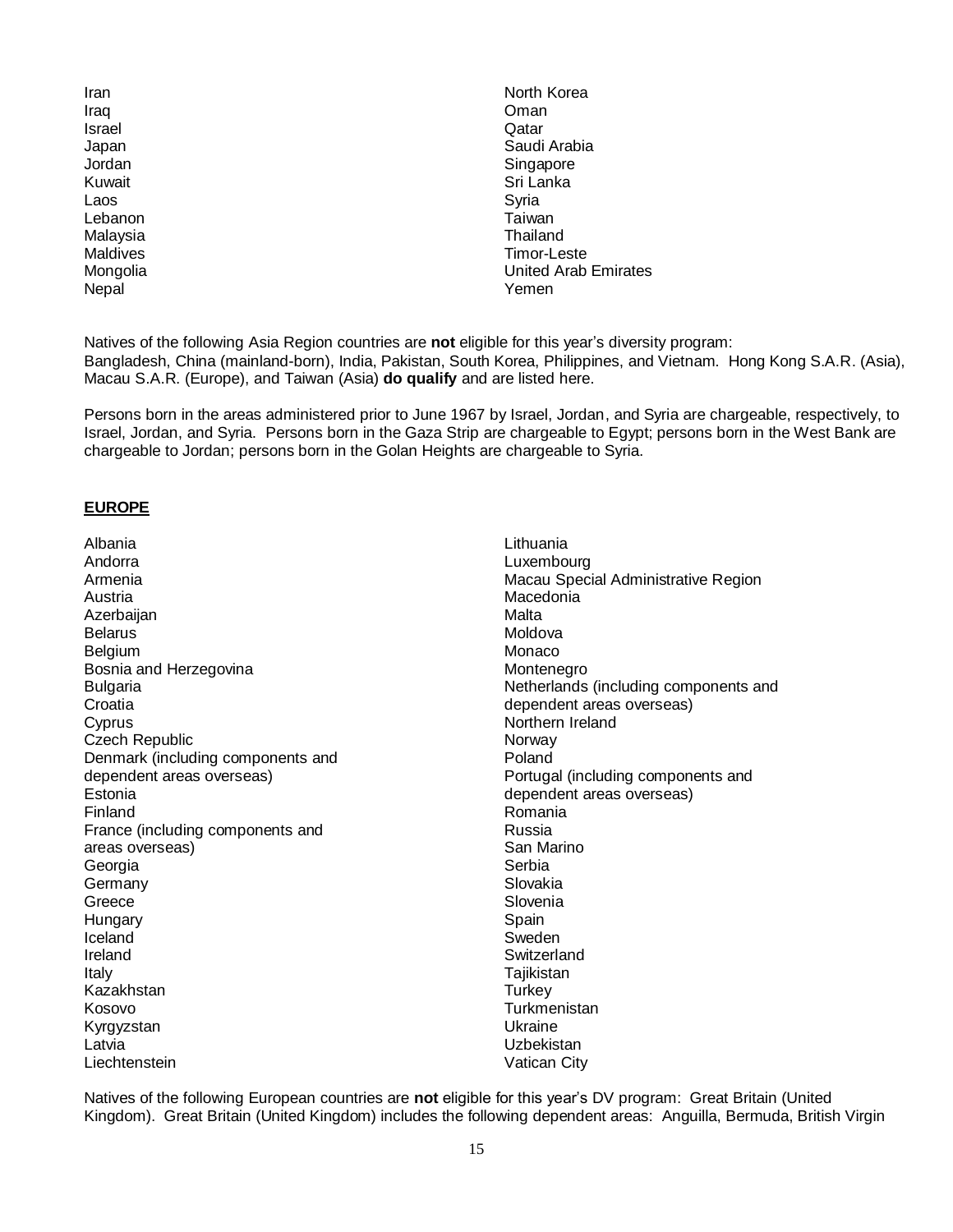- Iran
- Iraq
- Israel
- Japan
- Jordan
- Kuwait
- Laos
- Lebanon
- Malaysia
- Maldives
- Mongolia
- Nepal
- North Korea
- Oman
- Qatar
- Saudi Arabia
- Singapore
- Sri Lanka
- Syria
- Taiwan
- Thailand
- Timor-Leste
- United Arab Emirates
- Yemen

Natives of the following Asia Region countries are **not** eligible for this year's diversity program: Bangladesh, China (mainland-born), India, Pakistan, South Korea, Philippines, and Vietnam. Hong Kong S.A.R. (Asia), Macau S.A.R. (Europe), and Taiwan (Asia) **do qualify** and are listed here.

Persons born in the areas administered prior to June 1967 by Israel, Jordan, and Syria are chargeable, respectively, to Israel, Jordan, and Syria. Persons born in the Gaza Strip are chargeable to Egypt; persons born in the West Bank are chargeable to Jordan; persons born in the Golan Heights are chargeable to Syria.

## EUROPE

- Albania
- Andorra
- Armenia
- Austria
- Azerbaijan
- Belarus
- Belgium
- Bosnia and Herzegovina
- Bulgaria
- Croatia
- Cyprus
- Czech Republic
- Denmark (including components and dependent areas overseas)
- Estonia
- Finland
- France (including components and areas overseas)
- Georgia
- Germany
- Greece
- Hungary
- Iceland
- Ireland
- Italy
- Kazakhstan
- Kosovo
- Kyrgyzstan
- Latvia
- Liechtenstein
- Lithuania
- Luxembourg
- Macau Special Administrative Region
- Macedonia
- Malta
- Moldova
- Monaco
- Montenegro
- Netherlands (including components and dependent areas overseas)
- Northern Ireland
- Norway
- Poland
- Portugal (including components and dependent areas overseas)
- Romania
- Russia
- San Marino
- Serbia
- Slovakia
- Slovenia
- Spain
- Sweden
- Switzerland
- Tajikistan
- Turkey
- Turkmenistan
- Ukraine
- Uzbekistan
- Vatican City

Natives of the following European countries are **not** eligible for this year's DV program: Great Britain (United Kingdom). Great Britain (United Kingdom) includes the following dependent areas: Anguilla, Bermuda, British Virgin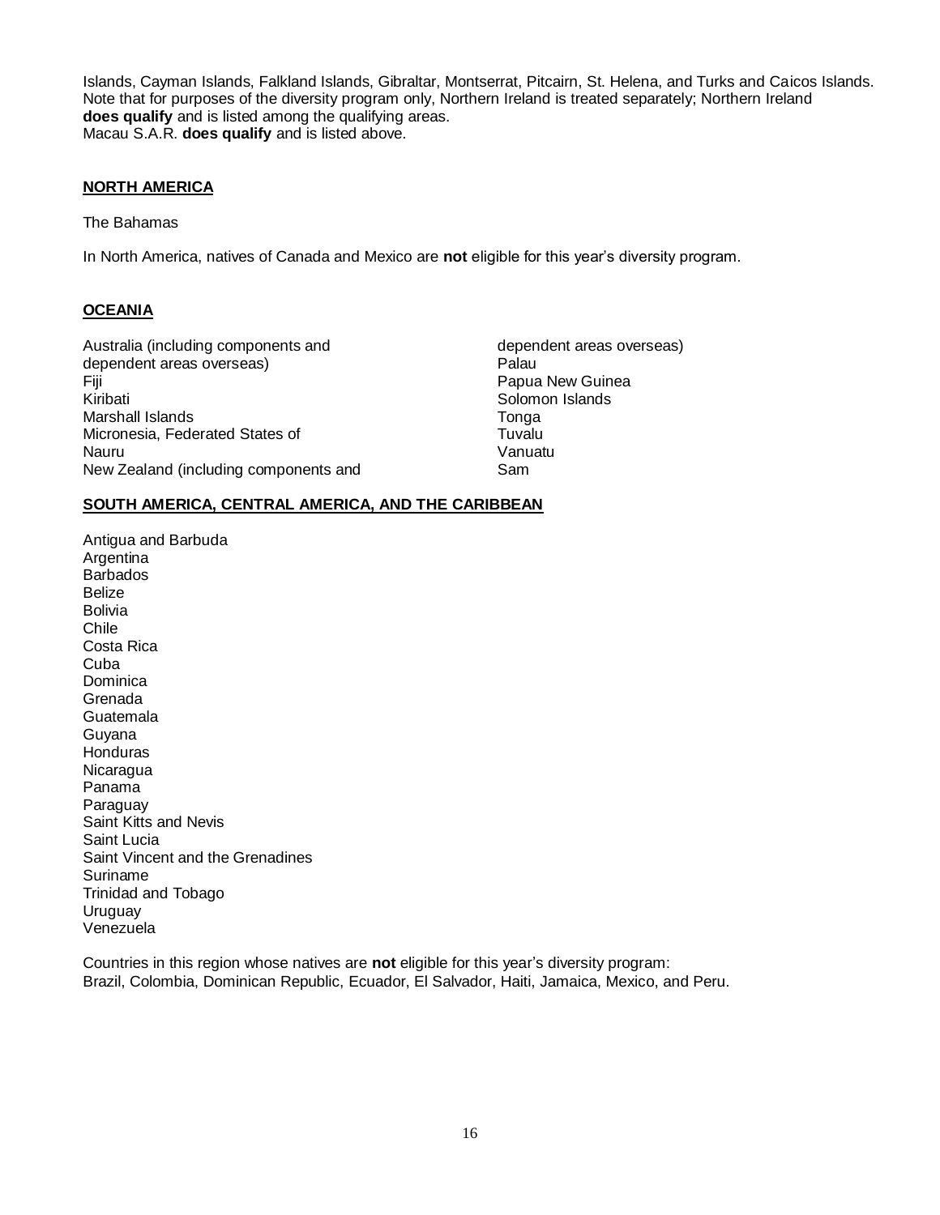Islands, Cayman Islands, Falkland Islands, Gibraltar, Montserrat, Pitcairn, St. Helena, and Turks and Caicos Islands. Note that for purposes of the diversity program only, Northern Ireland is treated separately; Northern Ireland **does qualify** and is listed among the qualifying areas.
Macau S.A.R. **does qualify** and is listed above.

**NORTH AMERICA**

The Bahamas

In North America, natives of Canada and Mexico are **not** eligible for this year's diversity program.

**OCEANIA**

Australia (including components and dependent areas overseas)
Fiji
Kiribati
Marshall Islands
Micronesia, Federated States of
Nauru
New Zealand (including components and dependent areas overseas)
Palau
Papua New Guinea
Solomon Islands
Tonga
Tuvalu
Vanuatu
Sam

**SOUTH AMERICA, CENTRAL AMERICA, AND THE CARIBBEAN**

Antigua and Barbuda
Argentina
Barbados
Belize
Bolivia
Chile
Costa Rica
Cuba
Dominica
Grenada
Guatemala
Guyana
Honduras
Nicaragua
Panama
Paraguay
Saint Kitts and Nevis
Saint Lucia
Saint Vincent and the Grenadines
Suriname
Trinidad and Tobago
Uruguay
Venezuela

Countries in this region whose natives are **not** eligible for this year's diversity program:
Brazil, Colombia, Dominican Republic, Ecuador, El Salvador, Haiti, Jamaica, Mexico, and Peru.